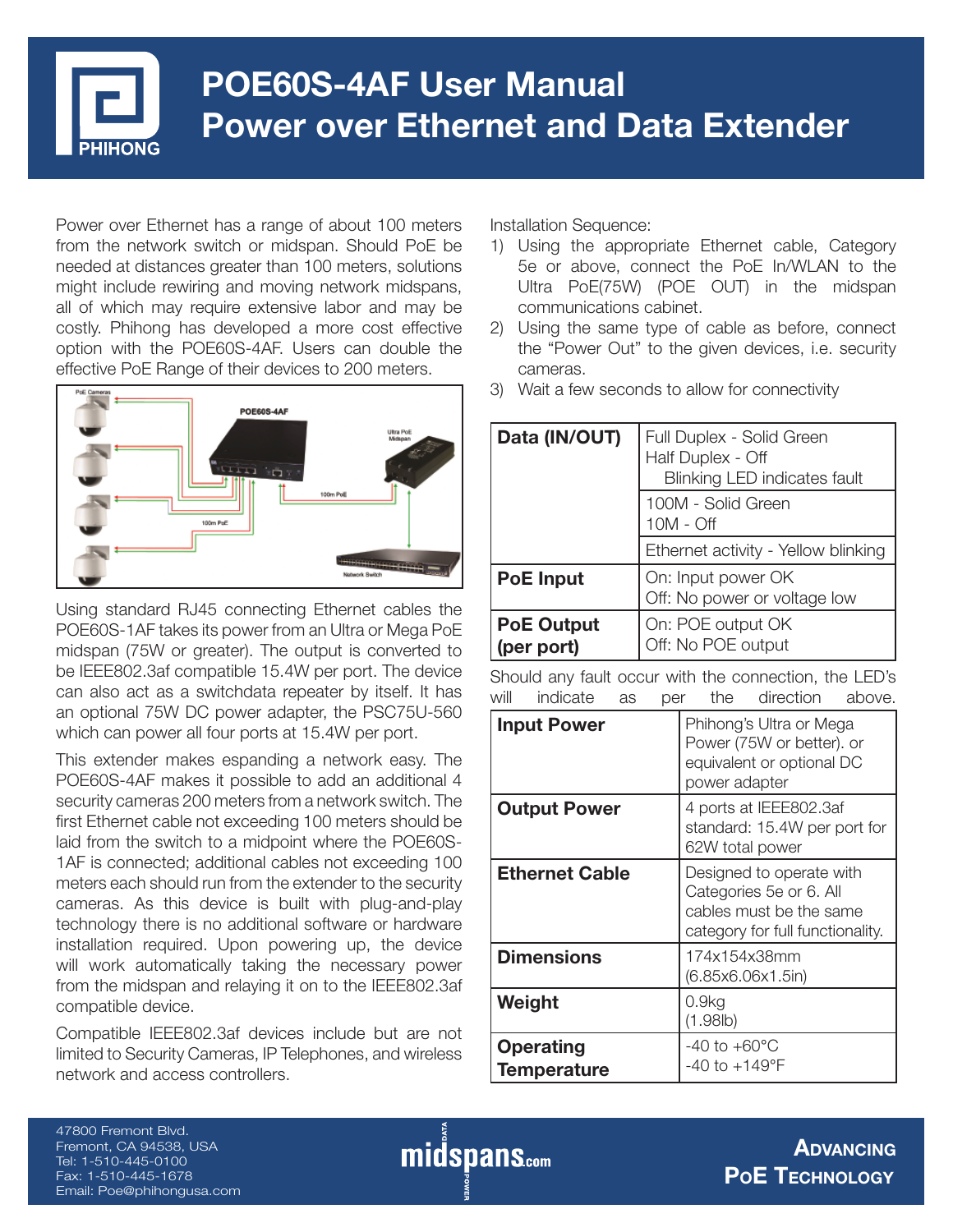# POE60S-4AF User Manual
# Power over Ethernet and Data Extender

Power over Ethernet has a range of about 100 meters from the network switch or midspan. Should PoE be needed at distances greater than 100 meters, solutions might include rewiring and moving network midspans, all of which may require extensive labor and may be costly. Phihong has developed a more cost effective option with the POE60S-4AF. Users can double the effective PoE Range of their devices to 200 meters.

Using standard RJ45 connecting Ethernet cables the POE60S-1AF takes its power from an Ultra or Mega PoE midspan (75W or greater). The output is converted to be IEEE802.3af compatible 15.4W per port. The device can also act as a switchdata repeater by itself. It has an optional 75W DC power adapter, the PSC75U-560 which can power all four ports at 15.4W per port.

This extender makes espanding a network easy. The POE60S-4AF makes it possible to add an additional 4 security cameras 200 meters from a network switch. The first Ethernet cable not exceeding 100 meters should be laid from the switch to a midpoint where the POE60S-1AF is connected; additional cables not exceeding 100 meters each should run from the extender to the security cameras. As this device is built with plug-and-play technology there is no additional software or hardware installation required. Upon powering up, the device will work automatically taking the necessary power from the midspan and relaying it on to the IEEE802.3af compatible device.

Compatible IEEE802.3af devices include but are not limited to Security Cameras, IP Telephones, and wireless network and access controllers.

Installation Sequence:

1) Using the appropriate Ethernet cable, Category 5e or above, connect the PoE In/WLAN to the Ultra PoE(75W) (POE OUT) in the midspan communications cabinet.
2) Using the same type of cable as before, connect the "Power Out" to the given devices, i.e. security cameras.
3) Wait a few seconds to allow for connectivity

| | |
|---|---|
| **Data (IN/OUT)** | Full Duplex - Solid Green<br>Half Duplex - Off<br>Blinking LED indicates fault |
| | 100M - Solid Green<br>10M - Off |
| | Ethernet activity - Yellow blinking |
| **PoE Input** | On: Input power OK<br>Off: No power or voltage low |
| **PoE Output (per port)** | On: POE output OK<br>Off: No POE output |

Should any fault occur with the connection, the LED's will indicate as per the direction above.

| | |
|---|---|
| **Input Power** | Phihong's Ultra or Mega Power (75W or better). or equivalent or optional DC power adapter |
| **Output Power** | 4 ports at IEEE802.3af standard: 15.4W per port for 62W total power |
| **Ethernet Cable** | Designed to operate with Categories 5e or 6. All cables must be the same category for full functionality. |
| **Dimensions** | 174x154x38mm (6.85x6.06x1.5in) |
| **Weight** | 0.9kg (1.98lb) |
| **Operating Temperature** | -40 to +60°C<br>-40 to +149°F |

47800 Fremont Blvd.
Fremont, CA 94538, USA
Tel: 1-510-445-0100
Fax: 1-510-445-1678
Email: Poe@phihongusa.com

midspans.com

ADVANCING PoE TECHNOLOGY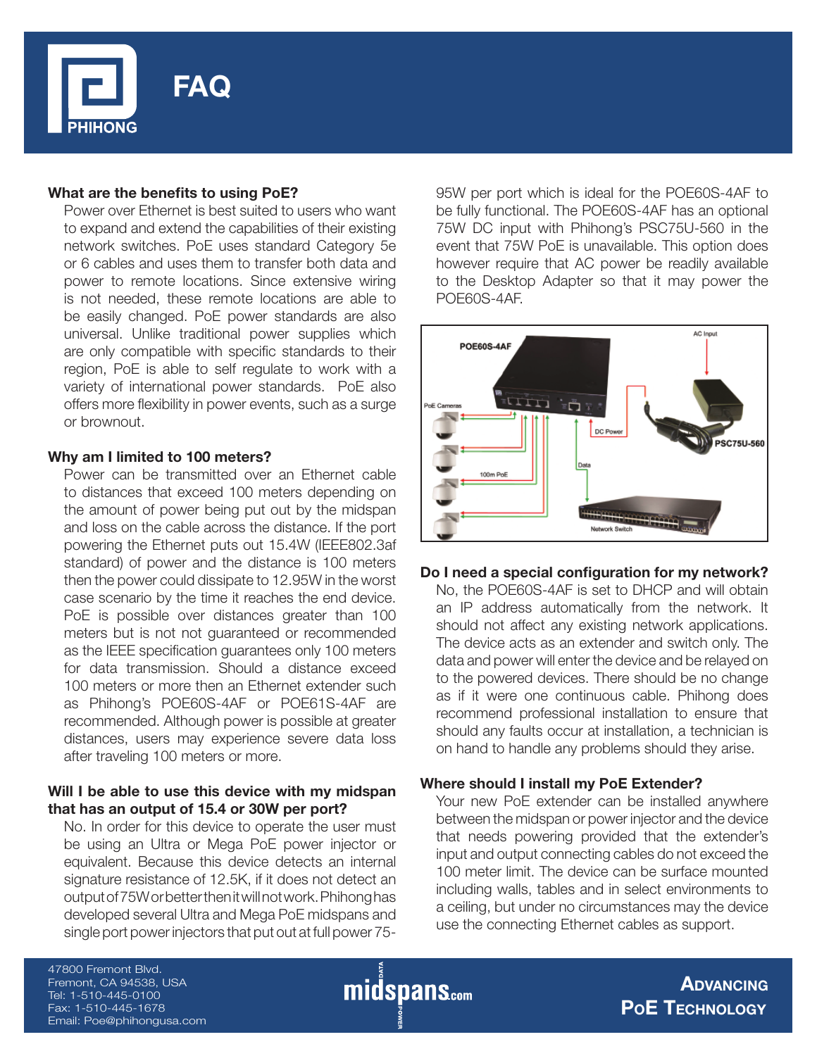# FAQ

### What are the benefits to using PoE?

Power over Ethernet is best suited to users who want to expand and extend the capabilities of their existing network switches. PoE uses standard Category 5e or 6 cables and uses them to transfer both data and power to remote locations. Since extensive wiring is not needed, these remote locations are able to be easily changed. PoE power standards are also universal. Unlike traditional power supplies which are only compatible with specific standards to their region, PoE is able to self regulate to work with a variety of international power standards. PoE also offers more flexibility in power events, such as a surge or brownout.

### Why am I limited to 100 meters?

Power can be transmitted over an Ethernet cable to distances that exceed 100 meters depending on the amount of power being put out by the midspan and loss on the cable across the distance. If the port powering the Ethernet puts out 15.4W (IEEE802.3af standard) of power and the distance is 100 meters then the power could dissipate to 12.95W in the worst case scenario by the time it reaches the end device. PoE is possible over distances greater than 100 meters but is not not guaranteed or recommended as the IEEE specification guarantees only 100 meters for data transmission. Should a distance exceed 100 meters or more then an Ethernet extender such as Phihong's POE60S-4AF or POE61S-4AF are recommended. Although power is possible at greater distances, users may experience severe data loss after traveling 100 meters or more.

### Will I be able to use this device with my midspan that has an output of 15.4 or 30W per port?

No. In order for this device to operate the user must be using an Ultra or Mega PoE power injector or equivalent. Because this device detects an internal signature resistance of 12.5K, if it does not detect an output of 75W or better then it will not work. Phihong has developed several Ultra and Mega PoE midspans and single port power injectors that put out at full power 75-95W per port which is ideal for the POE60S-4AF to be fully functional. The POE60S-4AF has an optional 75W DC input with Phihong's PSC75U-560 in the event that 75W PoE is unavailable. This option does however require that AC power be readily available to the Desktop Adapter so that it may power the POE60S-4AF.

### Do I need a special configuration for my network?

No, the POE60S-4AF is set to DHCP and will obtain an IP address automatically from the network. It should not affect any existing network applications. The device acts as an extender and switch only. The data and power will enter the device and be relayed on to the powered devices. There should be no change as if it were one continuous cable. Phihong does recommend professional installation to ensure that should any faults occur at installation, a technician is on hand to handle any problems should they arise.

### Where should I install my PoE Extender?

Your new PoE extender can be installed anywhere between the midspan or power injector and the device that needs powering provided that the extender's input and output connecting cables do not exceed the 100 meter limit. The device can be surface mounted including walls, tables and in select environments to a ceiling, but under no circumstances may the device use the connecting Ethernet cables as support.

47800 Fremont Blvd.
Fremont, CA 94538, USA
Tel: 1-510-445-0100
Fax: 1-510-445-1678
Email: Poe@phihongusa.com

midspans.com

ADVANCING POE TECHNOLOGY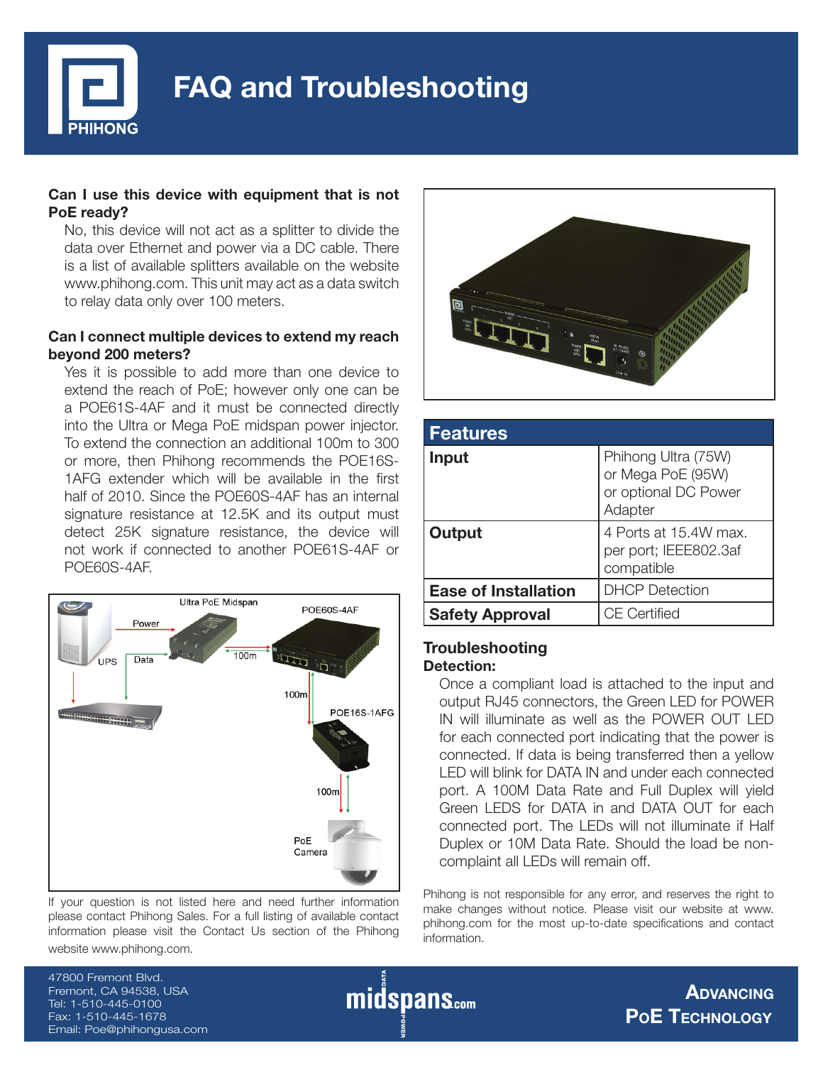# FAQ and Troubleshooting

**Can I use this device with equipment that is not PoE ready?**

No, this device will not act as a splitter to divide the data over Ethernet and power via a DC cable. There is a list of available splitters available on the website www.phihong.com. This unit may act as a data switch to relay data only over 100 meters.

**Can I connect multiple devices to extend my reach beyond 200 meters?**

Yes it is possible to add more than one device to extend the reach of PoE; however only one can be a POE61S-4AF and it must be connected directly into the Ultra or Mega PoE midspan power injector. To extend the connection an additional 100m to 300 or more, then Phihong recommends the POE16S-1AFG extender which will be available in the first half of 2010. Since the POE60S-4AF has an internal signature resistance at 12.5K and its output must detect 25K signature resistance, the device will not work if connected to another POE61S-4AF or POE60S-4AF.

Ultra PoE Midspan
POE60S-4AF
Power
UPS
Data
100m
100m
POE16S-1AFG
100m
PoE Camera

If your question is not listed here and need further information please contact Phihong Sales. For a full listing of available contact information please visit the Contact Us section of the Phihong website www.phihong.com.

| Features | |
|---|---|
| **Input** | Phihong Ultra (75W) or Mega PoE (95W) or optional DC Power Adapter |
| **Output** | 4 Ports at 15.4W max. per port; IEEE802.3af compatible |
| **Ease of Installation** | DHCP Detection |
| **Safety Approval** | CE Certified |

## Troubleshooting

**Detection:**

Once a compliant load is attached to the input and output RJ45 connectors, the Green LED for POWER IN will illuminate as well as the POWER OUT LED for each connected port indicating that the power is connected. If data is being transferred then a yellow LED will blink for DATA IN and under each connected port. A 100M Data Rate and Full Duplex will yield Green LEDS for DATA in and DATA OUT for each connected port. The LEDs will not illuminate if Half Duplex or 10M Data Rate. Should the load be non-complaint all LEDs will remain off.

Phihong is not responsible for any error, and reserves the right to make changes without notice. Please visit our website at www.phihong.com for the most up-to-date specifications and contact information.

47800 Fremont Blvd.
Fremont, CA 94538, USA
Tel: 1-510-445-0100
Fax: 1-510-445-1678
Email: Poe@phihongusa.com

midspans.com

ADVANCING POE TECHNOLOGY